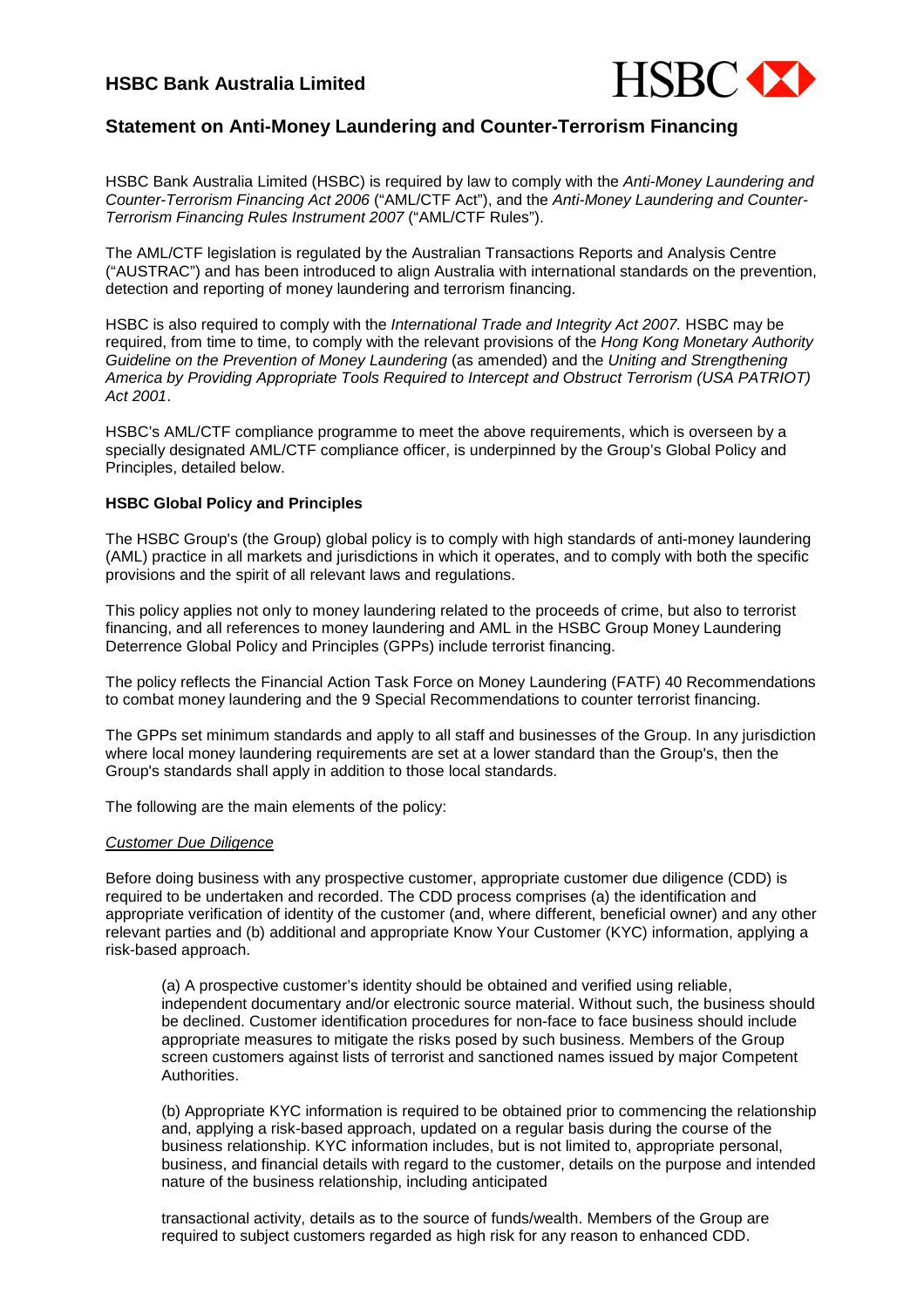# HSBC Bank Australia Limited

## Statement on Anti-Money Laundering and Counter-Terrorism Financing

HSBC Bank Australia Limited (HSBC) is required by law to comply with the *Anti-Money Laundering and Counter-Terrorism Financing Act 2006* ("AML/CTF Act"), and the *Anti-Money Laundering and Counter-Terrorism Financing Rules Instrument 2007* ("AML/CTF Rules").

The AML/CTF legislation is regulated by the Australian Transactions Reports and Analysis Centre ("AUSTRAC") and has been introduced to align Australia with international standards on the prevention, detection and reporting of money laundering and terrorism financing.

HSBC is also required to comply with the *International Trade and Integrity Act 2007.* HSBC may be required, from time to time, to comply with the relevant provisions of the *Hong Kong Monetary Authority Guideline on the Prevention of Money Laundering* (as amended) and the *Uniting and Strengthening America by Providing Appropriate Tools Required to Intercept and Obstruct Terrorism (USA PATRIOT) Act 2001*.

HSBC's AML/CTF compliance programme to meet the above requirements, which is overseen by a specially designated AML/CTF compliance officer, is underpinned by the Group's Global Policy and Principles, detailed below.

### HSBC Global Policy and Principles

The HSBC Group's (the Group) global policy is to comply with high standards of anti-money laundering (AML) practice in all markets and jurisdictions in which it operates, and to comply with both the specific provisions and the spirit of all relevant laws and regulations.

This policy applies not only to money laundering related to the proceeds of crime, but also to terrorist financing, and all references to money laundering and AML in the HSBC Group Money Laundering Deterrence Global Policy and Principles (GPPs) include terrorist financing.

The policy reflects the Financial Action Task Force on Money Laundering (FATF) 40 Recommendations to combat money laundering and the 9 Special Recommendations to counter terrorist financing.

The GPPs set minimum standards and apply to all staff and businesses of the Group. In any jurisdiction where local money laundering requirements are set at a lower standard than the Group's, then the Group's standards shall apply in addition to those local standards.

The following are the main elements of the policy:

#### Customer Due Diligence

Before doing business with any prospective customer, appropriate customer due diligence (CDD) is required to be undertaken and recorded. The CDD process comprises (a) the identification and appropriate verification of identity of the customer (and, where different, beneficial owner) and any other relevant parties and (b) additional and appropriate Know Your Customer (KYC) information, applying a risk-based approach.

> (a) A prospective customer's identity should be obtained and verified using reliable, independent documentary and/or electronic source material. Without such, the business should be declined. Customer identification procedures for non-face to face business should include appropriate measures to mitigate the risks posed by such business. Members of the Group screen customers against lists of terrorist and sanctioned names issued by major Competent Authorities.
>
> (b) Appropriate KYC information is required to be obtained prior to commencing the relationship and, applying a risk-based approach, updated on a regular basis during the course of the business relationship. KYC information includes, but is not limited to, appropriate personal, business, and financial details with regard to the customer, details on the purpose and intended nature of the business relationship, including anticipated
>
> transactional activity, details as to the source of funds/wealth. Members of the Group are required to subject customers regarded as high risk for any reason to enhanced CDD.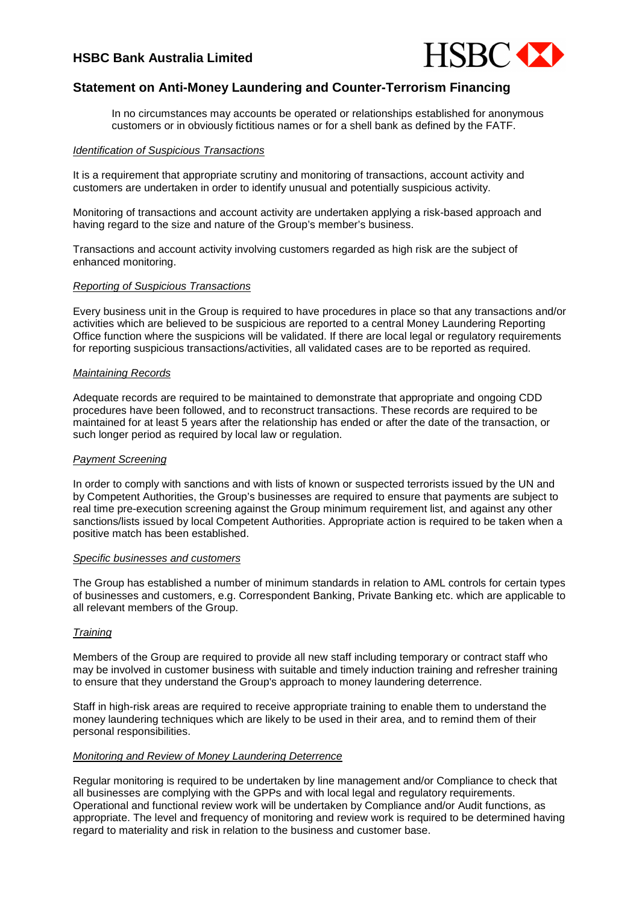In no circumstances may accounts be operated or relationships established for anonymous customers or in obviously fictitious names or for a shell bank as defined by the FATF.

### *Identification of Suspicious Transactions*

It is a requirement that appropriate scrutiny and monitoring of transactions, account activity and customers are undertaken in order to identify unusual and potentially suspicious activity.

Monitoring of transactions and account activity are undertaken applying a risk-based approach and having regard to the size and nature of the Group's member's business.

Transactions and account activity involving customers regarded as high risk are the subject of enhanced monitoring.

### *Reporting of Suspicious Transactions*

Every business unit in the Group is required to have procedures in place so that any transactions and/or activities which are believed to be suspicious are reported to a central Money Laundering Reporting Office function where the suspicions will be validated. If there are local legal or regulatory requirements for reporting suspicious transactions/activities, all validated cases are to be reported as required.

### *Maintaining Records*

Adequate records are required to be maintained to demonstrate that appropriate and ongoing CDD procedures have been followed, and to reconstruct transactions. These records are required to be maintained for at least 5 years after the relationship has ended or after the date of the transaction, or such longer period as required by local law or regulation.

### *Payment Screening*

In order to comply with sanctions and with lists of known or suspected terrorists issued by the UN and by Competent Authorities, the Group's businesses are required to ensure that payments are subject to real time pre-execution screening against the Group minimum requirement list, and against any other sanctions/lists issued by local Competent Authorities. Appropriate action is required to be taken when a positive match has been established.

### *Specific businesses and customers*

The Group has established a number of minimum standards in relation to AML controls for certain types of businesses and customers, e.g. Correspondent Banking, Private Banking etc. which are applicable to all relevant members of the Group.

### *Training*

Members of the Group are required to provide all new staff including temporary or contract staff who may be involved in customer business with suitable and timely induction training and refresher training to ensure that they understand the Group's approach to money laundering deterrence.

Staff in high-risk areas are required to receive appropriate training to enable them to understand the money laundering techniques which are likely to be used in their area, and to remind them of their personal responsibilities.

### *Monitoring and Review of Money Laundering Deterrence*

Regular monitoring is required to be undertaken by line management and/or Compliance to check that all businesses are complying with the GPPs and with local legal and regulatory requirements. Operational and functional review work will be undertaken by Compliance and/or Audit functions, as appropriate. The level and frequency of monitoring and review work is required to be determined having regard to materiality and risk in relation to the business and customer base.